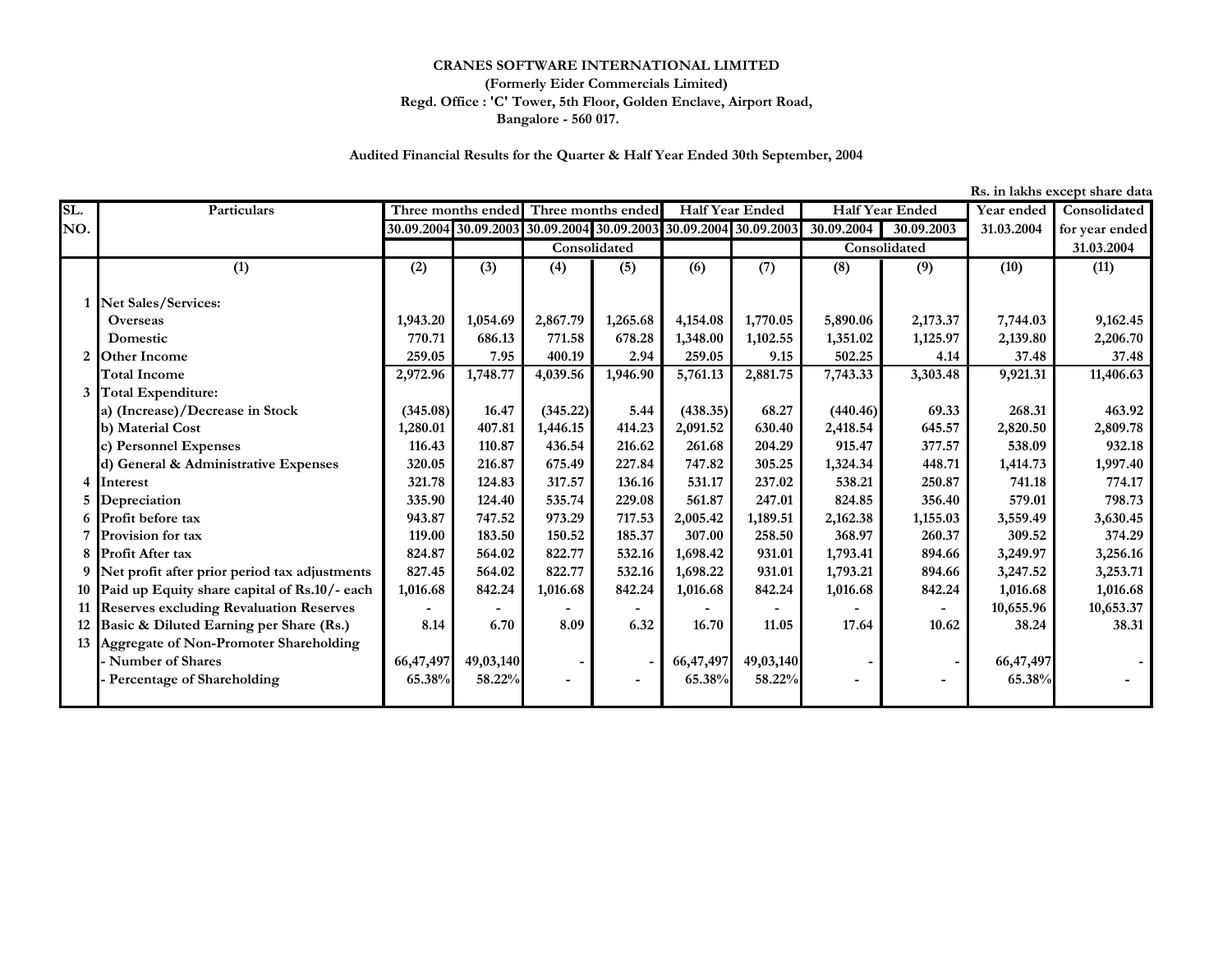**CRANES SOFTWARE INTERNATIONAL LIMITED**

**(Formerly Eider Commercials Limited)**

**Regd. Office : 'C' Tower, 5th Floor, Golden Enclave, Airport Road, Bangalore - 560 017.**

**Audited Financial Results for the Quarter & Half Year Ended 30th September, 2004**

Rs. in lakhs except share data

| SL. NO. | Particulars | Three months ended | | Three months ended | | Half Year Ended | | Half Year Ended | | Year ended | Consolidated |
|---|---|---|---|---|---|---|---|---|---|---|---|
| | | 30.09.2004 | 30.09.2003 | 30.09.2004 | 30.09.2003 | 30.09.2004 | 30.09.2003 | 30.09.2004 | 30.09.2003 | 31.03.2004 | for year ended |
| | | | | Consolidated | | | | Consolidated | | | 31.03.2004 |
| | (1) | (2) | (3) | (4) | (5) | (6) | (7) | (8) | (9) | (10) | (11) |
| 1 | Net Sales/Services: | | | | | | | | | | |
| | Overseas | 1,943.20 | 1,054.69 | 2,867.79 | 1,265.68 | 4,154.08 | 1,770.05 | 5,890.06 | 2,173.37 | 7,744.03 | 9,162.45 |
| | Domestic | 770.71 | 686.13 | 771.58 | 678.28 | 1,348.00 | 1,102.55 | 1,351.02 | 1,125.97 | 2,139.80 | 2,206.70 |
| 2 | Other Income | 259.05 | 7.95 | 400.19 | 2.94 | 259.05 | 9.15 | 502.25 | 4.14 | 37.48 | 37.48 |
| | Total Income | 2,972.96 | 1,748.77 | 4,039.56 | 1,946.90 | 5,761.13 | 2,881.75 | 7,743.33 | 3,303.48 | 9,921.31 | 11,406.63 |
| 3 | Total Expenditure: | | | | | | | | | | |
| | a) (Increase)/Decrease in Stock | (345.08) | 16.47 | (345.22) | 5.44 | (438.35) | 68.27 | (440.46) | 69.33 | 268.31 | 463.92 |
| | b) Material Cost | 1,280.01 | 407.81 | 1,446.15 | 414.23 | 2,091.52 | 630.40 | 2,418.54 | 645.57 | 2,820.50 | 2,809.78 |
| | c) Personnel Expenses | 116.43 | 110.87 | 436.54 | 216.62 | 261.68 | 204.29 | 915.47 | 377.57 | 538.09 | 932.18 |
| | d) General & Administrative Expenses | 320.05 | 216.87 | 675.49 | 227.84 | 747.82 | 305.25 | 1,324.34 | 448.71 | 1,414.73 | 1,997.40 |
| 4 | Interest | 321.78 | 124.83 | 317.57 | 136.16 | 531.17 | 237.02 | 538.21 | 250.87 | 741.18 | 774.17 |
| 5 | Depreciation | 335.90 | 124.40 | 535.74 | 229.08 | 561.87 | 247.01 | 824.85 | 356.40 | 579.01 | 798.73 |
| 6 | Profit before tax | 943.87 | 747.52 | 973.29 | 717.53 | 2,005.42 | 1,189.51 | 2,162.38 | 1,155.03 | 3,559.49 | 3,630.45 |
| 7 | Provision for tax | 119.00 | 183.50 | 150.52 | 185.37 | 307.00 | 258.50 | 368.97 | 260.37 | 309.52 | 374.29 |
| 8 | Profit After tax | 824.87 | 564.02 | 822.77 | 532.16 | 1,698.42 | 931.01 | 1,793.41 | 894.66 | 3,249.97 | 3,256.16 |
| 9 | Net profit after prior period tax adjustments | 827.45 | 564.02 | 822.77 | 532.16 | 1,698.22 | 931.01 | 1,793.21 | 894.66 | 3,247.52 | 3,253.71 |
| 10 | Paid up Equity share capital of Rs.10/- each | 1,016.68 | 842.24 | 1,016.68 | 842.24 | 1,016.68 | 842.24 | 1,016.68 | 842.24 | 1,016.68 | 1,016.68 |
| 11 | Reserves excluding Revaluation Reserves | - | - | - | - | - | - | - | - | 10,655.96 | 10,653.37 |
| 12 | Basic & Diluted Earning per Share (Rs.) | 8.14 | 6.70 | 8.09 | 6.32 | 16.70 | 11.05 | 17.64 | 10.62 | 38.24 | 38.31 |
| 13 | Aggregate of Non-Promoter Shareholding | | | | | | | | | | |
| | - Number of Shares | 66,47,497 | 49,03,140 | - | - | 66,47,497 | 49,03,140 | - | - | 66,47,497 | - |
| | - Percentage of Shareholding | 65.38% | 58.22% | - | - | 65.38% | 58.22% | - | - | 65.38% | - |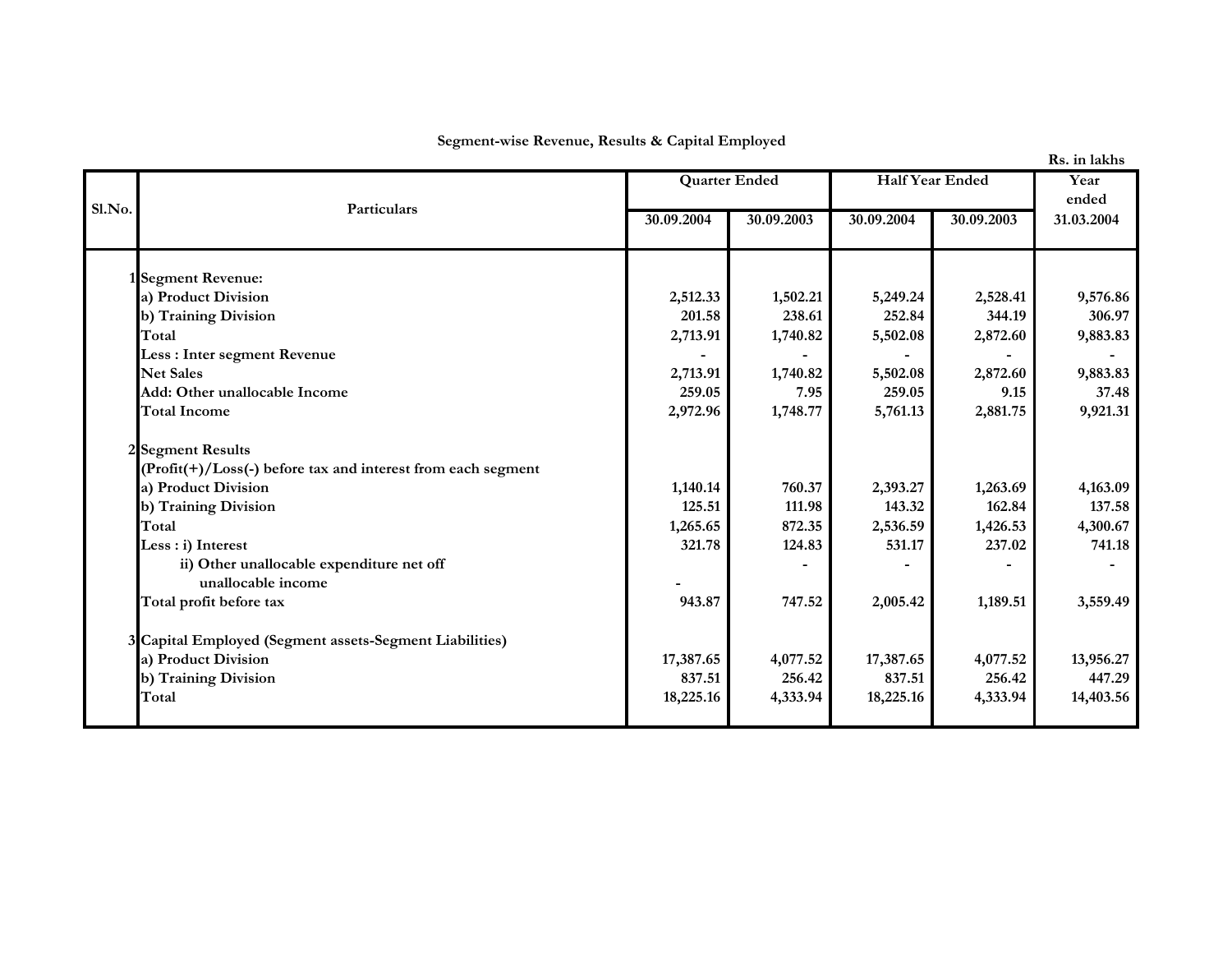**Segment-wise Revenue, Results & Capital Employed**

Rs. in lakhs

| Sl.No. | Particulars | Quarter Ended | | Half Year Ended | | Year ended |
|---|---|---|---|---|---|---|
| | | 30.09.2004 | 30.09.2003 | 30.09.2004 | 30.09.2003 | 31.03.2004 |
| 1 | **Segment Revenue:** | | | | | |
| | a) Product Division | 2,512.33 | 1,502.21 | 5,249.24 | 2,528.41 | 9,576.86 |
| | b) Training Division | 201.58 | 238.61 | 252.84 | 344.19 | 306.97 |
| | Total | 2,713.91 | 1,740.82 | 5,502.08 | 2,872.60 | 9,883.83 |
| | Less : Inter segment Revenue | - | - | - | - | - |
| | Net Sales | 2,713.91 | 1,740.82 | 5,502.08 | 2,872.60 | 9,883.83 |
| | Add: Other unallocable Income | 259.05 | 7.95 | 259.05 | 9.15 | 37.48 |
| | Total Income | 2,972.96 | 1,748.77 | 5,761.13 | 2,881.75 | 9,921.31 |
| 2 | **Segment Results** | | | | | |
| | (Profit(+)/Loss(-) before tax and interest from each segment | | | | | |
| | a) Product Division | 1,140.14 | 760.37 | 2,393.27 | 1,263.69 | 4,163.09 |
| | b) Training Division | 125.51 | 111.98 | 143.32 | 162.84 | 137.58 |
| | Total | 1,265.65 | 872.35 | 2,536.59 | 1,426.53 | 4,300.67 |
| | Less : i) Interest | 321.78 | 124.83 | 531.17 | 237.02 | 741.18 |
| | ii) Other unallocable expenditure net off unallocable income | - | - | - | - | - |
| | Total profit before tax | 943.87 | 747.52 | 2,005.42 | 1,189.51 | 3,559.49 |
| 3 | **Capital Employed (Segment assets-Segment Liabilities)** | | | | | |
| | a) Product Division | 17,387.65 | 4,077.52 | 17,387.65 | 4,077.52 | 13,956.27 |
| | b) Training Division | 837.51 | 256.42 | 837.51 | 256.42 | 447.29 |
| | Total | 18,225.16 | 4,333.94 | 18,225.16 | 4,333.94 | 14,403.56 |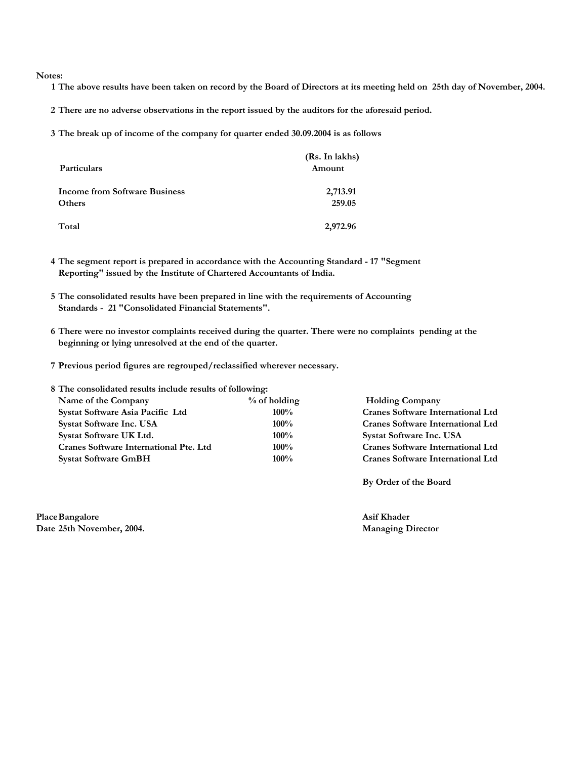Notes:

1 The above results have been taken on record by the Board of Directors at its meeting held on 25th day of November, 2004.

2 There are no adverse observations in the report issued by the auditors for the aforesaid period.

3 The break up of income of the company for quarter ended 30.09.2004 is as follows

| Particulars | (Rs. In lakhs) Amount |
|---|---|
| Income from Software Business | 2,713.91 |
| Others | 259.05 |
| Total | 2,972.96 |

4 The segment report is prepared in accordance with the Accounting Standard - 17 "Segment Reporting" issued by the Institute of Chartered Accountants of India.

5 The consolidated results have been prepared in line with the requirements of Accounting Standards - 21 "Consolidated Financial Statements".

6 There were no investor complaints received during the quarter. There were no complaints pending at the beginning or lying unresolved at the end of the quarter.

7 Previous period figures are regrouped/reclassified wherever necessary.

8 The consolidated results include results of following:

| Name of the Company | % of holding | Holding Company |
|---|---|---|
| Systat Software Asia Pacific Ltd | 100% | Cranes Software International Ltd |
| Systat Software Inc. USA | 100% | Cranes Software International Ltd |
| Systat Software UK Ltd. | 100% | Systat Software Inc. USA |
| Cranes Software International Pte. Ltd | 100% | Cranes Software International Ltd |
| Systat Software GmBH | 100% | Cranes Software International Ltd |

By Order of the Board

Place Bangalore
Date 25th November, 2004.

Asif Khader
Managing Director